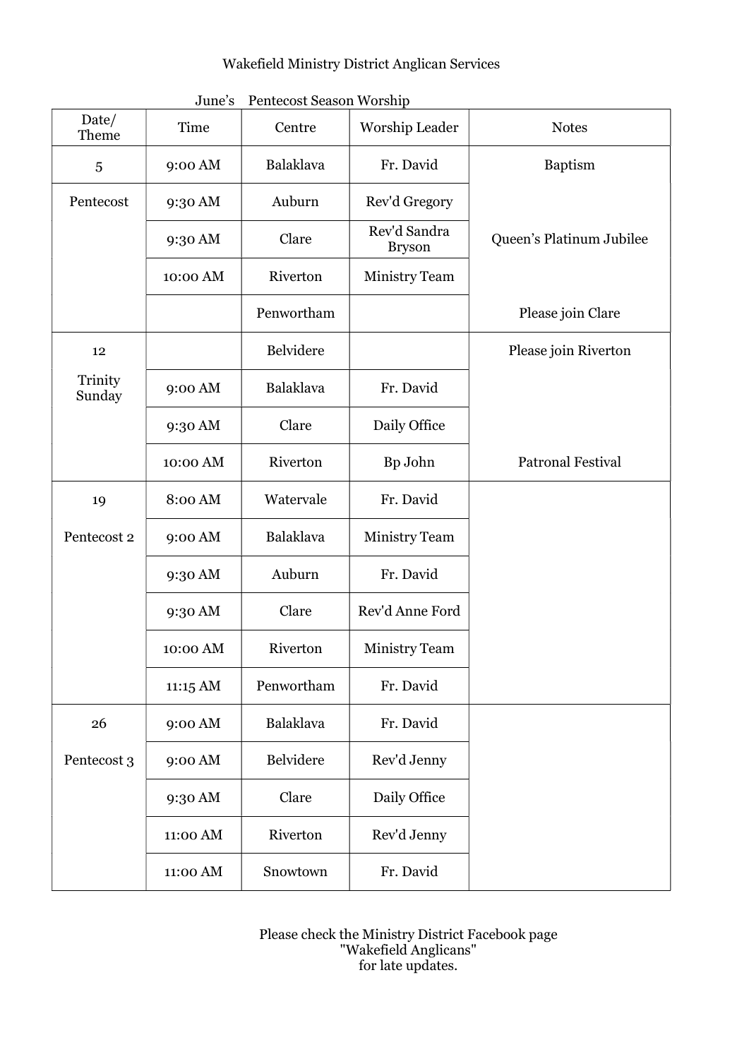Wakefield Ministry District Anglican Services

June's Pentecost Season Worship

| Date/ Theme | Time | Centre | Worship Leader | Notes |
|---|---|---|---|---|
| 5 | 9:00 AM | Balaklava | Fr. David | Baptism |
| Pentecost | 9:30 AM | Auburn | Rev'd Gregory | |
| | 9:30 AM | Clare | Rev'd Sandra Bryson | Queen's Platinum Jubilee |
| | 10:00 AM | Riverton | Ministry Team | |
| | | Penwortham | | Please join Clare |
| 12 | | Belvidere | | Please join Riverton |
| Trinity Sunday | 9:00 AM | Balaklava | Fr. David | |
| | 9:30 AM | Clare | Daily Office | |
| | 10:00 AM | Riverton | Bp John | Patronal Festival |
| 19 | 8:00 AM | Watervale | Fr. David | |
| Pentecost 2 | 9:00 AM | Balaklava | Ministry Team | |
| | 9:30 AM | Auburn | Fr. David | |
| | 9:30 AM | Clare | Rev'd Anne Ford | |
| | 10:00 AM | Riverton | Ministry Team | |
| | 11:15 AM | Penwortham | Fr. David | |
| 26 | 9:00 AM | Balaklava | Fr. David | |
| Pentecost 3 | 9:00 AM | Belvidere | Rev'd Jenny | |
| | 9:30 AM | Clare | Daily Office | |
| | 11:00 AM | Riverton | Rev'd Jenny | |
| | 11:00 AM | Snowtown | Fr. David | |

Please check the Ministry District Facebook page "Wakefield Anglicans" for late updates.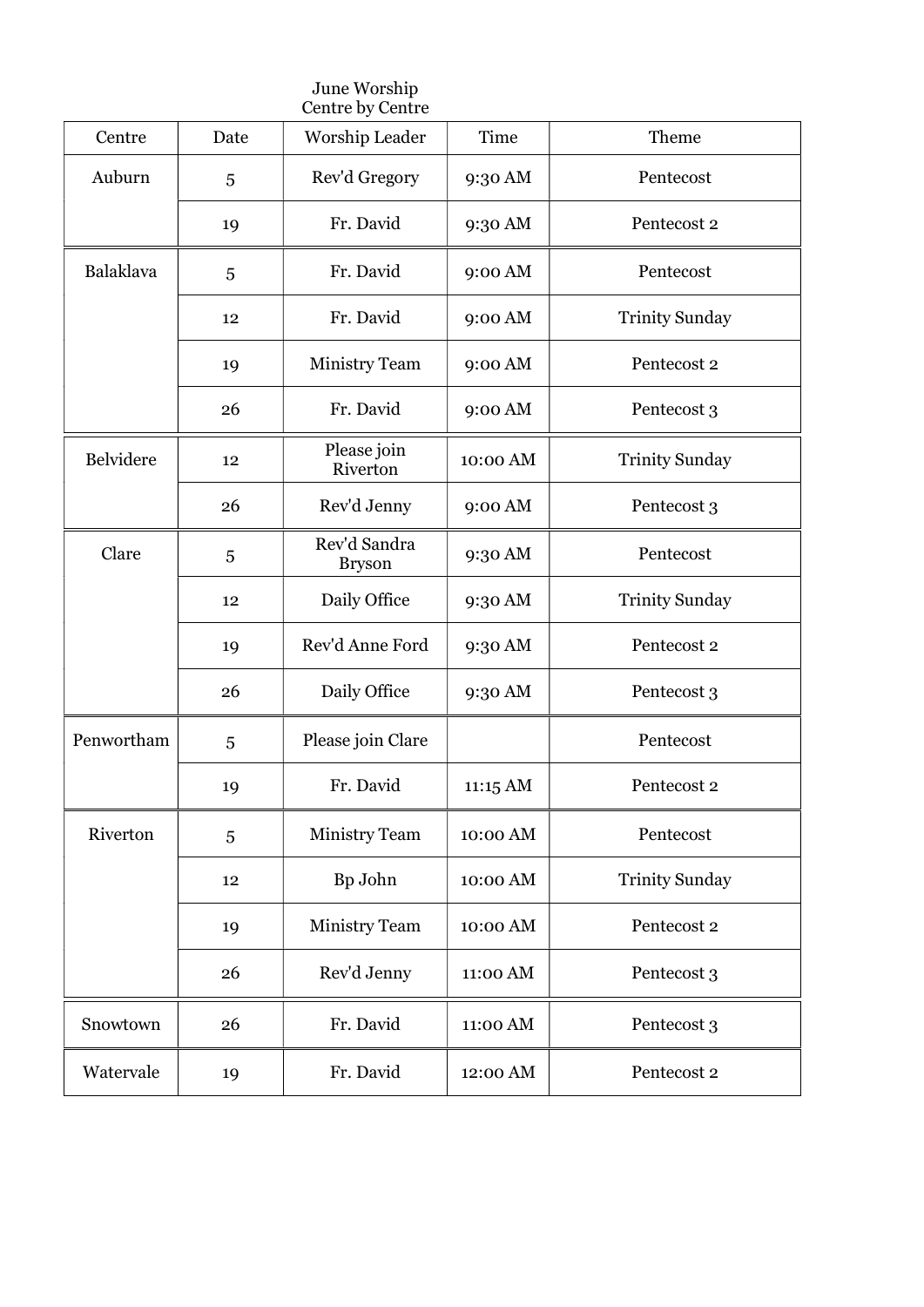June Worship
Centre by Centre

| Centre | Date | Worship Leader | Time | Theme |
|---|---|---|---|---|
| Auburn | 5 | Rev'd Gregory | 9:30 AM | Pentecost |
| | 19 | Fr. David | 9:30 AM | Pentecost 2 |
| Balaklava | 5 | Fr. David | 9:00 AM | Pentecost |
| | 12 | Fr. David | 9:00 AM | Trinity Sunday |
| | 19 | Ministry Team | 9:00 AM | Pentecost 2 |
| | 26 | Fr. David | 9:00 AM | Pentecost 3 |
| Belvidere | 12 | Please join Riverton | 10:00 AM | Trinity Sunday |
| | 26 | Rev'd Jenny | 9:00 AM | Pentecost 3 |
| Clare | 5 | Rev'd Sandra Bryson | 9:30 AM | Pentecost |
| | 12 | Daily Office | 9:30 AM | Trinity Sunday |
| | 19 | Rev'd Anne Ford | 9:30 AM | Pentecost 2 |
| | 26 | Daily Office | 9:30 AM | Pentecost 3 |
| Penwortham | 5 | Please join Clare | | Pentecost |
| | 19 | Fr. David | 11:15 AM | Pentecost 2 |
| Riverton | 5 | Ministry Team | 10:00 AM | Pentecost |
| | 12 | Bp John | 10:00 AM | Trinity Sunday |
| | 19 | Ministry Team | 10:00 AM | Pentecost 2 |
| | 26 | Rev'd Jenny | 11:00 AM | Pentecost 3 |
| Snowtown | 26 | Fr. David | 11:00 AM | Pentecost 3 |
| Watervale | 19 | Fr. David | 12:00 AM | Pentecost 2 |